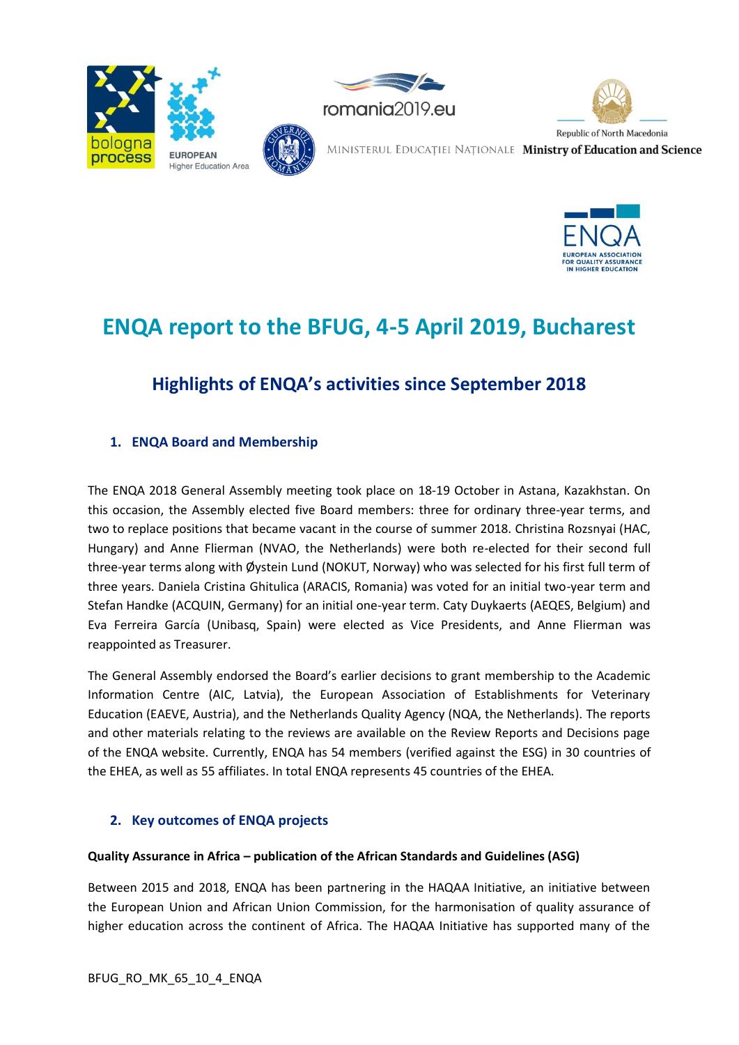# ENQA report to the BFUG, 4-5 April 2019, Bucharest

## Highlights of ENQA's activities since September 2018

### 1. ENQA Board and Membership

The ENQA 2018 General Assembly meeting took place on 18-19 October in Astana, Kazakhstan. On this occasion, the Assembly elected five Board members: three for ordinary three-year terms, and two to replace positions that became vacant in the course of summer 2018. Christina Rozsnyai (HAC, Hungary) and Anne Flierman (NVAO, the Netherlands) were both re-elected for their second full three-year terms along with Øystein Lund (NOKUT, Norway) who was selected for his first full term of three years. Daniela Cristina Ghitulica (ARACIS, Romania) was voted for an initial two-year term and Stefan Handke (ACQUIN, Germany) for an initial one-year term. Caty Duykaerts (AEQES, Belgium) and Eva Ferreira García (Unibasq, Spain) were elected as Vice Presidents, and Anne Flierman was reappointed as Treasurer.

The General Assembly endorsed the Board's earlier decisions to grant membership to the Academic Information Centre (AIC, Latvia), the European Association of Establishments for Veterinary Education (EAEVE, Austria), and the Netherlands Quality Agency (NQA, the Netherlands). The reports and other materials relating to the reviews are available on the Review Reports and Decisions page of the ENQA website. Currently, ENQA has 54 members (verified against the ESG) in 30 countries of the EHEA, as well as 55 affiliates. In total ENQA represents 45 countries of the EHEA.

### 2. Key outcomes of ENQA projects

**Quality Assurance in Africa – publication of the African Standards and Guidelines (ASG)**

Between 2015 and 2018, ENQA has been partnering in the HAQAA Initiative, an initiative between the European Union and African Union Commission, for the harmonisation of quality assurance of higher education across the continent of Africa. The HAQAA Initiative has supported many of the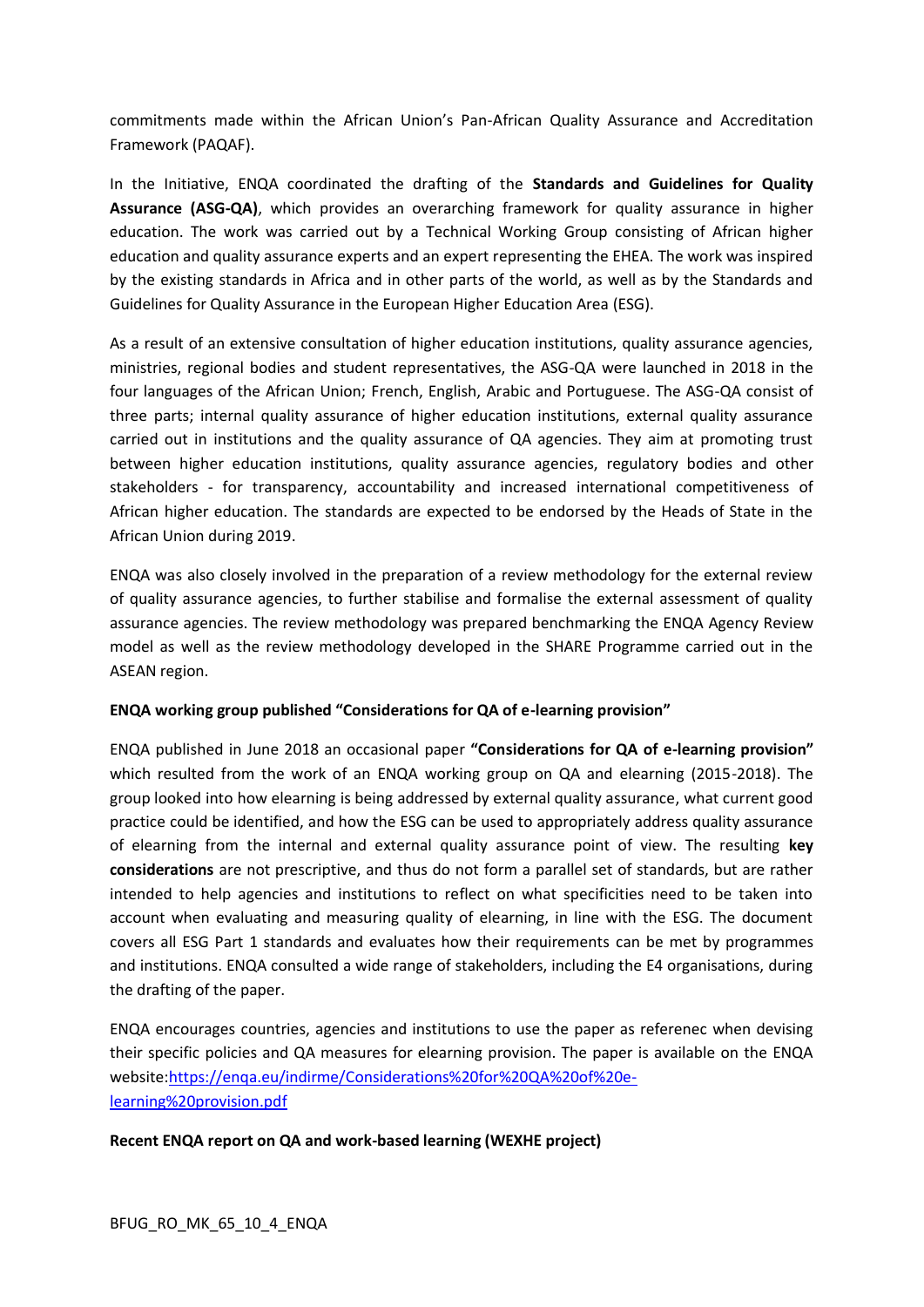commitments made within the African Union's Pan-African Quality Assurance and Accreditation Framework (PAQAF).

In the Initiative, ENQA coordinated the drafting of the **Standards and Guidelines for Quality Assurance (ASG-QA)**, which provides an overarching framework for quality assurance in higher education. The work was carried out by a Technical Working Group consisting of African higher education and quality assurance experts and an expert representing the EHEA. The work was inspired by the existing standards in Africa and in other parts of the world, as well as by the Standards and Guidelines for Quality Assurance in the European Higher Education Area (ESG).

As a result of an extensive consultation of higher education institutions, quality assurance agencies, ministries, regional bodies and student representatives, the ASG-QA were launched in 2018 in the four languages of the African Union; French, English, Arabic and Portuguese. The ASG-QA consist of three parts; internal quality assurance of higher education institutions, external quality assurance carried out in institutions and the quality assurance of QA agencies. They aim at promoting trust between higher education institutions, quality assurance agencies, regulatory bodies and other stakeholders - for transparency, accountability and increased international competitiveness of African higher education. The standards are expected to be endorsed by the Heads of State in the African Union during 2019.

ENQA was also closely involved in the preparation of a review methodology for the external review of quality assurance agencies, to further stabilise and formalise the external assessment of quality assurance agencies. The review methodology was prepared benchmarking the ENQA Agency Review model as well as the review methodology developed in the SHARE Programme carried out in the ASEAN region.

**ENQA working group published "Considerations for QA of e-learning provision"**

ENQA published in June 2018 an occasional paper **"Considerations for QA of e-learning provision"** which resulted from the work of an ENQA working group on QA and elearning (2015-2018). The group looked into how elearning is being addressed by external quality assurance, what current good practice could be identified, and how the ESG can be used to appropriately address quality assurance of elearning from the internal and external quality assurance point of view. The resulting **key considerations** are not prescriptive, and thus do not form a parallel set of standards, but are rather intended to help agencies and institutions to reflect on what specificities need to be taken into account when evaluating and measuring quality of elearning, in line with the ESG. The document covers all ESG Part 1 standards and evaluates how their requirements can be met by programmes and institutions. ENQA consulted a wide range of stakeholders, including the E4 organisations, during the drafting of the paper.

ENQA encourages countries, agencies and institutions to use the paper as referenec when devising their specific policies and QA measures for elearning provision. The paper is available on the ENQA website:[https://enqa.eu/indirme/Considerations%20for%20QA%20of%20e-learning%20provision.pdf](https://enqa.eu/indirme/Considerations%20for%20QA%20of%20e-learning%20provision.pdf)

**Recent ENQA report on QA and work-based learning (WEXHE project)**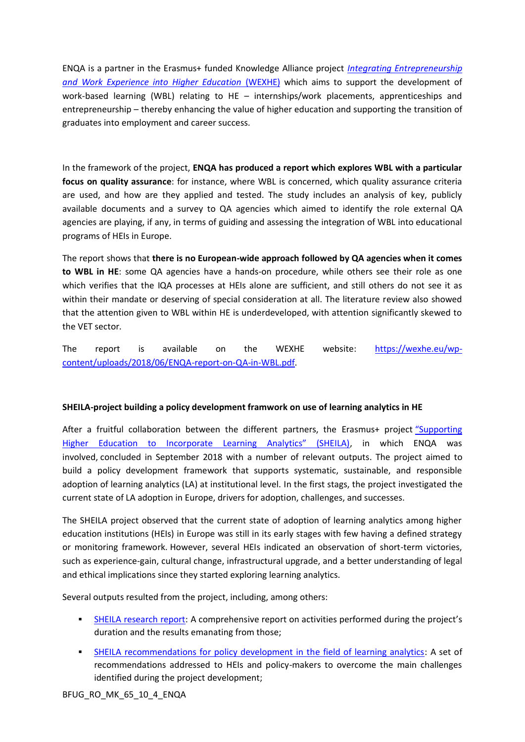ENQA is a partner in the Erasmus+ funded Knowledge Alliance project *Integrating Entrepreneurship and Work Experience into Higher Education* (WEXHE) which aims to support the development of work-based learning (WBL) relating to HE – internships/work placements, apprenticeships and entrepreneurship – thereby enhancing the value of higher education and supporting the transition of graduates into employment and career success.

In the framework of the project, **ENQA has produced a report which explores WBL with a particular focus on quality assurance**: for instance, where WBL is concerned, which quality assurance criteria are used, and how are they applied and tested. The study includes an analysis of key, publicly available documents and a survey to QA agencies which aimed to identify the role external QA agencies are playing, if any, in terms of guiding and assessing the integration of WBL into educational programs of HEIs in Europe.

The report shows that **there is no European-wide approach followed by QA agencies when it comes to WBL in HE**: some QA agencies have a hands-on procedure, while others see their role as one which verifies that the IQA processes at HEIs alone are sufficient, and still others do not see it as within their mandate or deserving of special consideration at all. The literature review also showed that the attention given to WBL within HE is underdeveloped, with attention significantly skewed to the VET sector.

The report is available on the WEXHE website: https://wexhe.eu/wp-content/uploads/2018/06/ENQA-report-on-QA-in-WBL.pdf.

**SHEILA-project building a policy development framwork on use of learning analytics in HE**

After a fruitful collaboration between the different partners, the Erasmus+ project "Supporting Higher Education to Incorporate Learning Analytics" (SHEILA), in which ENQA was involved, concluded in September 2018 with a number of relevant outputs. The project aimed to build a policy development framework that supports systematic, sustainable, and responsible adoption of learning analytics (LA) at institutional level. In the first stags, the project investigated the current state of LA adoption in Europe, drivers for adoption, challenges, and successes.

The SHEILA project observed that the current state of adoption of learning analytics among higher education institutions (HEIs) in Europe was still in its early stages with few having a defined strategy or monitoring framework. However, several HEIs indicated an observation of short-term victories, such as experience-gain, cultural change, infrastructural upgrade, and a better understanding of legal and ethical implications since they started exploring learning analytics.

Several outputs resulted from the project, including, among others:

- SHEILA research report: A comprehensive report on activities performed during the project's duration and the results emanating from those;
- SHEILA recommendations for policy development in the field of learning analytics: A set of recommendations addressed to HEIs and policy-makers to overcome the main challenges identified during the project development;

BFUG_RO_MK_65_10_4_ENQA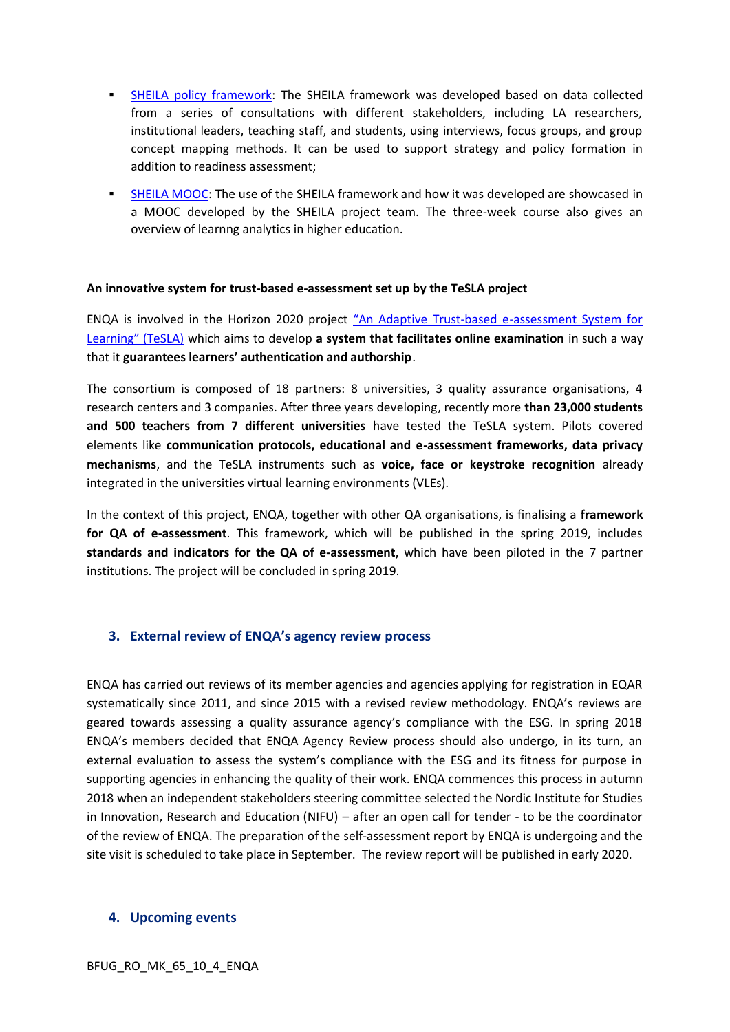- [SHEILA policy framework](): The SHEILA framework was developed based on data collected from a series of consultations with different stakeholders, including LA researchers, institutional leaders, teaching staff, and students, using interviews, focus groups, and group concept mapping methods. It can be used to support strategy and policy formation in addition to readiness assessment;
- [SHEILA MOOC](): The use of the SHEILA framework and how it was developed are showcased in a MOOC developed by the SHEILA project team. The three-week course also gives an overview of learnng analytics in higher education.

**An innovative system for trust-based e-assessment set up by the TeSLA project**

ENQA is involved in the Horizon 2020 project ["An Adaptive Trust-based e-assessment System for Learning" (TeSLA)]() which aims to develop **a system that facilitates online examination** in such a way that it **guarantees learners' authentication and authorship**.

The consortium is composed of 18 partners: 8 universities, 3 quality assurance organisations, 4 research centers and 3 companies. After three years developing, recently more **than 23,000 students and 500 teachers from 7 different universities** have tested the TeSLA system. Pilots covered elements like **communication protocols, educational and e-assessment frameworks, data privacy mechanisms**, and the TeSLA instruments such as **voice, face or keystroke recognition** already integrated in the universities virtual learning environments (VLEs).

In the context of this project, ENQA, together with other QA organisations, is finalising a **framework for QA of e-assessment**. This framework, which will be published in the spring 2019, includes **standards and indicators for the QA of e-assessment,** which have been piloted in the 7 partner institutions. The project will be concluded in spring 2019.

## 3. External review of ENQA's agency review process

ENQA has carried out reviews of its member agencies and agencies applying for registration in EQAR systematically since 2011, and since 2015 with a revised review methodology. ENQA's reviews are geared towards assessing a quality assurance agency's compliance with the ESG. In spring 2018 ENQA's members decided that ENQA Agency Review process should also undergo, in its turn, an external evaluation to assess the system's compliance with the ESG and its fitness for purpose in supporting agencies in enhancing the quality of their work. ENQA commences this process in autumn 2018 when an independent stakeholders steering committee selected the Nordic Institute for Studies in Innovation, Research and Education (NIFU) – after an open call for tender - to be the coordinator of the review of ENQA. The preparation of the self-assessment report by ENQA is undergoing and the site visit is scheduled to take place in September. The review report will be published in early 2020.

## 4. Upcoming events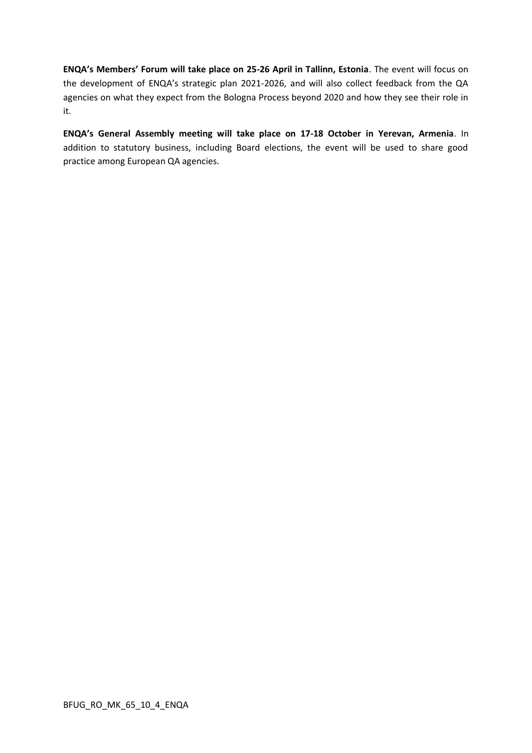**ENQA's Members' Forum will take place on 25-26 April in Tallinn, Estonia**. The event will focus on the development of ENQA's strategic plan 2021-2026, and will also collect feedback from the QA agencies on what they expect from the Bologna Process beyond 2020 and how they see their role in it.

**ENQA's General Assembly meeting will take place on 17-18 October in Yerevan, Armenia**. In addition to statutory business, including Board elections, the event will be used to share good practice among European QA agencies.